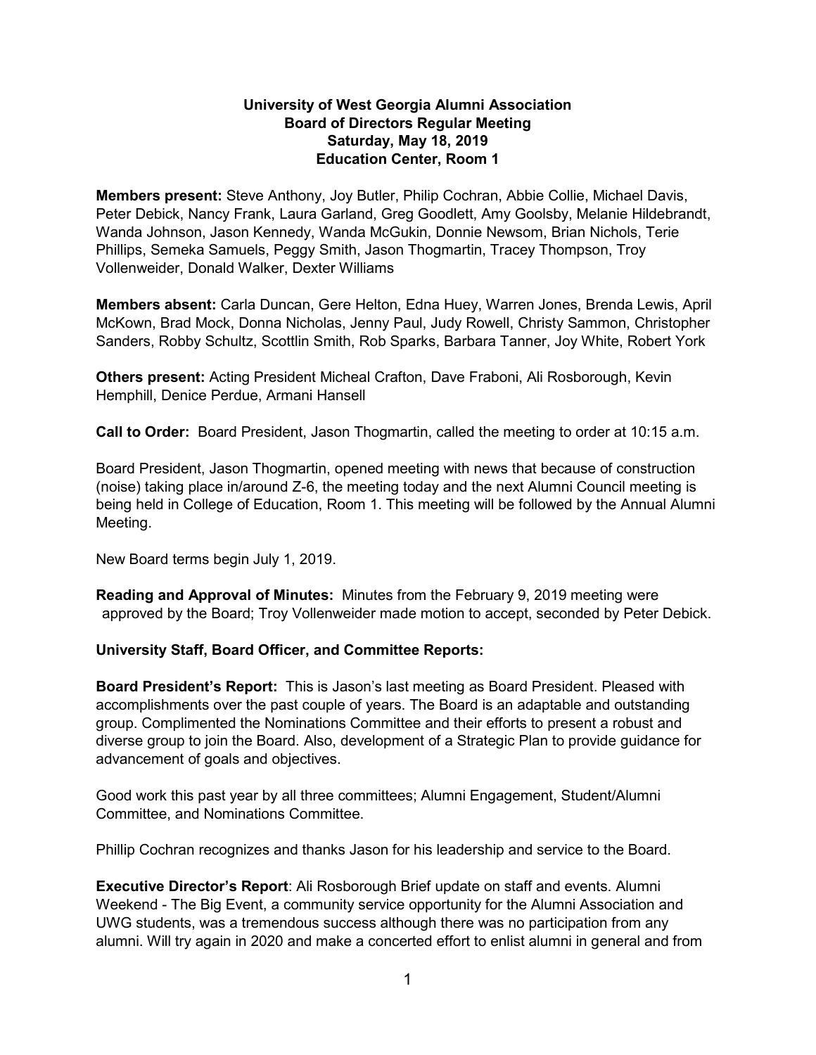# University of West Georgia Alumni Association
## Board of Directors Regular Meeting
## Saturday, May 18, 2019
## Education Center, Room 1

**Members present:** Steve Anthony, Joy Butler, Philip Cochran, Abbie Collie, Michael Davis, Peter Debick, Nancy Frank, Laura Garland, Greg Goodlett, Amy Goolsby, Melanie Hildebrandt, Wanda Johnson, Jason Kennedy, Wanda McGukin, Donnie Newsom, Brian Nichols, Terie Phillips, Semeka Samuels, Peggy Smith, Jason Thogmartin, Tracey Thompson, Troy Vollenweider, Donald Walker, Dexter Williams

**Members absent:** Carla Duncan, Gere Helton, Edna Huey, Warren Jones, Brenda Lewis, April McKown, Brad Mock, Donna Nicholas, Jenny Paul, Judy Rowell, Christy Sammon, Christopher Sanders, Robby Schultz, Scottlin Smith, Rob Sparks, Barbara Tanner, Joy White, Robert York

**Others present:** Acting President Micheal Crafton, Dave Fraboni, Ali Rosborough, Kevin Hemphill, Denice Perdue, Armani Hansell

**Call to Order:** Board President, Jason Thogmartin, called the meeting to order at 10:15 a.m.

Board President, Jason Thogmartin, opened meeting with news that because of construction (noise) taking place in/around Z-6, the meeting today and the next Alumni Council meeting is being held in College of Education, Room 1. This meeting will be followed by the Annual Alumni Meeting.

New Board terms begin July 1, 2019.

**Reading and Approval of Minutes:** Minutes from the February 9, 2019 meeting were approved by the Board; Troy Vollenweider made motion to accept, seconded by Peter Debick.

**University Staff, Board Officer, and Committee Reports:**

**Board President's Report:** This is Jason's last meeting as Board President. Pleased with accomplishments over the past couple of years. The Board is an adaptable and outstanding group. Complimented the Nominations Committee and their efforts to present a robust and diverse group to join the Board. Also, development of a Strategic Plan to provide guidance for advancement of goals and objectives.

Good work this past year by all three committees; Alumni Engagement, Student/Alumni Committee, and Nominations Committee.

Phillip Cochran recognizes and thanks Jason for his leadership and service to the Board.

**Executive Director's Report**: Ali Rosborough Brief update on staff and events. Alumni Weekend - The Big Event, a community service opportunity for the Alumni Association and UWG students, was a tremendous success although there was no participation from any alumni. Will try again in 2020 and make a concerted effort to enlist alumni in general and from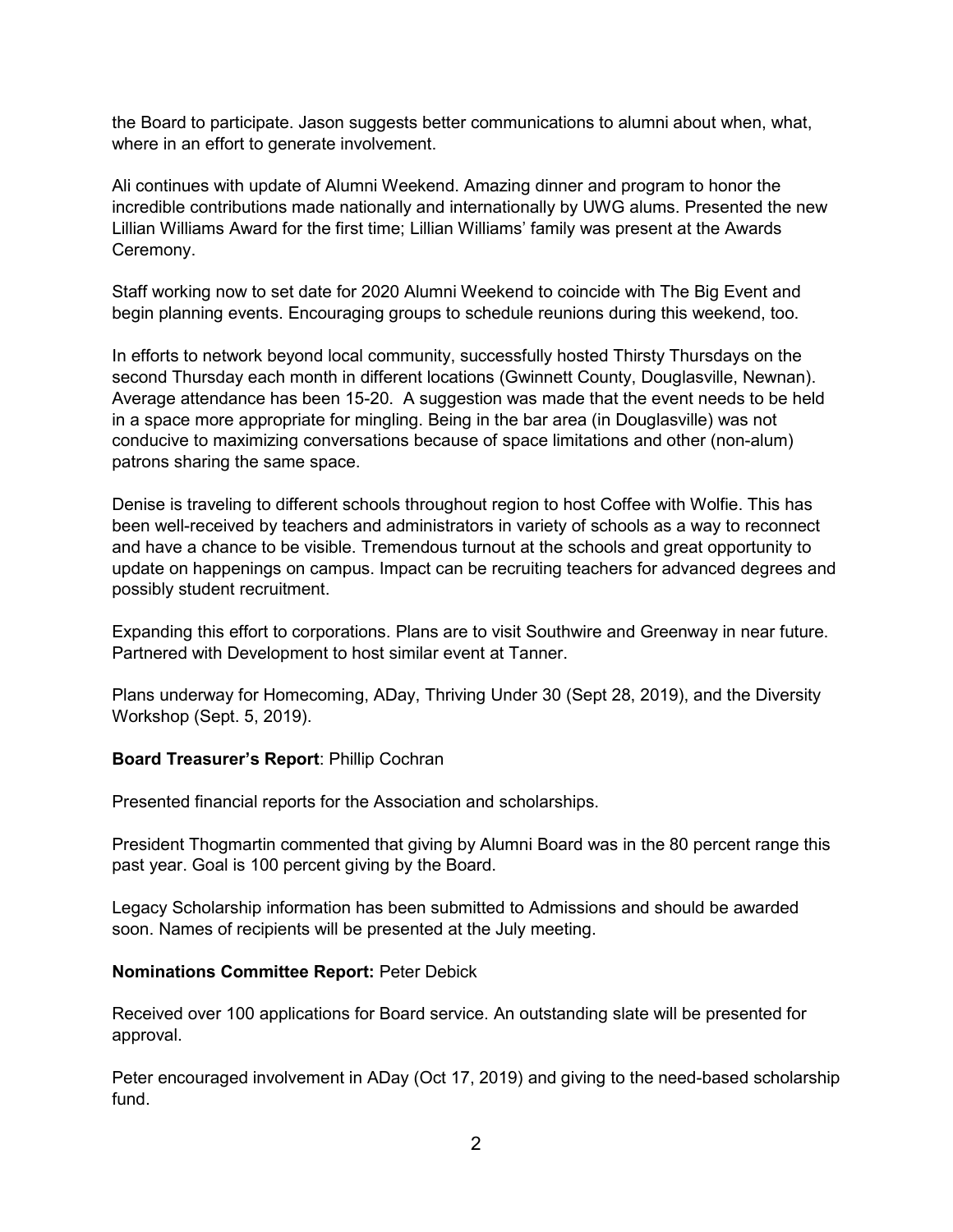the Board to participate. Jason suggests better communications to alumni about when, what, where in an effort to generate involvement.

Ali continues with update of Alumni Weekend. Amazing dinner and program to honor the incredible contributions made nationally and internationally by UWG alums. Presented the new Lillian Williams Award for the first time; Lillian Williams' family was present at the Awards Ceremony.

Staff working now to set date for 2020 Alumni Weekend to coincide with The Big Event and begin planning events. Encouraging groups to schedule reunions during this weekend, too.

In efforts to network beyond local community, successfully hosted Thirsty Thursdays on the second Thursday each month in different locations (Gwinnett County, Douglasville, Newnan). Average attendance has been 15-20. A suggestion was made that the event needs to be held in a space more appropriate for mingling. Being in the bar area (in Douglasville) was not conducive to maximizing conversations because of space limitations and other (non-alum) patrons sharing the same space.

Denise is traveling to different schools throughout region to host Coffee with Wolfie. This has been well-received by teachers and administrators in variety of schools as a way to reconnect and have a chance to be visible. Tremendous turnout at the schools and great opportunity to update on happenings on campus. Impact can be recruiting teachers for advanced degrees and possibly student recruitment.

Expanding this effort to corporations. Plans are to visit Southwire and Greenway in near future. Partnered with Development to host similar event at Tanner.

Plans underway for Homecoming, ADay, Thriving Under 30 (Sept 28, 2019), and the Diversity Workshop (Sept. 5, 2019).

**Board Treasurer's Report**: Phillip Cochran

Presented financial reports for the Association and scholarships.

President Thogmartin commented that giving by Alumni Board was in the 80 percent range this past year. Goal is 100 percent giving by the Board.

Legacy Scholarship information has been submitted to Admissions and should be awarded soon. Names of recipients will be presented at the July meeting.

**Nominations Committee Report:** Peter Debick

Received over 100 applications for Board service. An outstanding slate will be presented for approval.

Peter encouraged involvement in ADay (Oct 17, 2019) and giving to the need-based scholarship fund.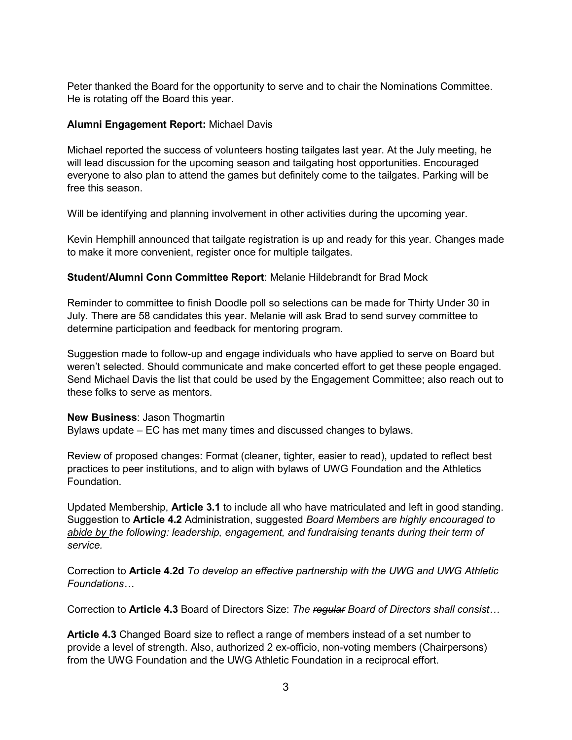Peter thanked the Board for the opportunity to serve and to chair the Nominations Committee. He is rotating off the Board this year.

**Alumni Engagement Report:** Michael Davis

Michael reported the success of volunteers hosting tailgates last year. At the July meeting, he will lead discussion for the upcoming season and tailgating host opportunities. Encouraged everyone to also plan to attend the games but definitely come to the tailgates. Parking will be free this season.

Will be identifying and planning involvement in other activities during the upcoming year.

Kevin Hemphill announced that tailgate registration is up and ready for this year. Changes made to make it more convenient, register once for multiple tailgates.

**Student/Alumni Conn Committee Report**: Melanie Hildebrandt for Brad Mock

Reminder to committee to finish Doodle poll so selections can be made for Thirty Under 30 in July. There are 58 candidates this year. Melanie will ask Brad to send survey committee to determine participation and feedback for mentoring program.

Suggestion made to follow-up and engage individuals who have applied to serve on Board but weren't selected. Should communicate and make concerted effort to get these people engaged. Send Michael Davis the list that could be used by the Engagement Committee; also reach out to these folks to serve as mentors.

**New Business**: Jason Thogmartin
Bylaws update – EC has met many times and discussed changes to bylaws.

Review of proposed changes: Format (cleaner, tighter, easier to read), updated to reflect best practices to peer institutions, and to align with bylaws of UWG Foundation and the Athletics Foundation.

Updated Membership, **Article 3.1** to include all who have matriculated and left in good standing. Suggestion to **Article 4.2** Administration, suggested *Board Members are highly encouraged to <u>abide by</u> the following: leadership, engagement, and fundraising tenants during their term of service.*

Correction to **Article 4.2d** *To develop an effective partnership <u>with</u> the UWG and UWG Athletic Foundations…*

Correction to **Article 4.3** Board of Directors Size: *The ~~regular~~ Board of Directors shall consist…*

**Article 4.3** Changed Board size to reflect a range of members instead of a set number to provide a level of strength. Also, authorized 2 ex-officio, non-voting members (Chairpersons) from the UWG Foundation and the UWG Athletic Foundation in a reciprocal effort.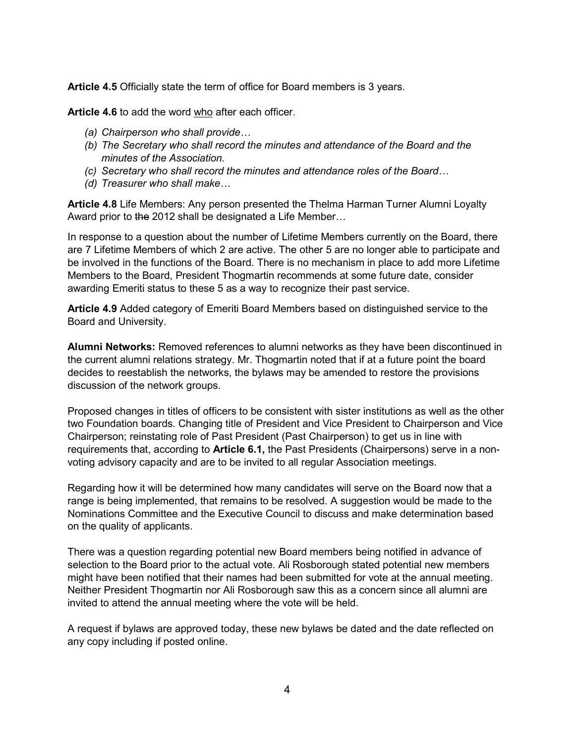**Article 4.5** Officially state the term of office for Board members is 3 years.

**Article 4.6** to add the word <u>who</u> after each officer.

- *(a) Chairperson who shall provide…*
- *(b) The Secretary who shall record the minutes and attendance of the Board and the minutes of the Association.*
- *(c) Secretary who shall record the minutes and attendance roles of the Board…*
- *(d) Treasurer who shall make…*

**Article 4.8** Life Members: Any person presented the Thelma Harman Turner Alumni Loyalty Award prior to ~~the~~ 2012 shall be designated a Life Member…

In response to a question about the number of Lifetime Members currently on the Board, there are 7 Lifetime Members of which 2 are active. The other 5 are no longer able to participate and be involved in the functions of the Board. There is no mechanism in place to add more Lifetime Members to the Board, President Thogmartin recommends at some future date, consider awarding Emeriti status to these 5 as a way to recognize their past service.

**Article 4.9** Added category of Emeriti Board Members based on distinguished service to the Board and University.

**Alumni Networks:** Removed references to alumni networks as they have been discontinued in the current alumni relations strategy. Mr. Thogmartin noted that if at a future point the board decides to reestablish the networks, the bylaws may be amended to restore the provisions discussion of the network groups.

Proposed changes in titles of officers to be consistent with sister institutions as well as the other two Foundation boards. Changing title of President and Vice President to Chairperson and Vice Chairperson; reinstating role of Past President (Past Chairperson) to get us in line with requirements that, according to **Article 6.1,** the Past Presidents (Chairpersons) serve in a non-voting advisory capacity and are to be invited to all regular Association meetings.

Regarding how it will be determined how many candidates will serve on the Board now that a range is being implemented, that remains to be resolved. A suggestion would be made to the Nominations Committee and the Executive Council to discuss and make determination based on the quality of applicants.

There was a question regarding potential new Board members being notified in advance of selection to the Board prior to the actual vote. Ali Rosborough stated potential new members might have been notified that their names had been submitted for vote at the annual meeting. Neither President Thogmartin nor Ali Rosborough saw this as a concern since all alumni are invited to attend the annual meeting where the vote will be held.

A request if bylaws are approved today, these new bylaws be dated and the date reflected on any copy including if posted online.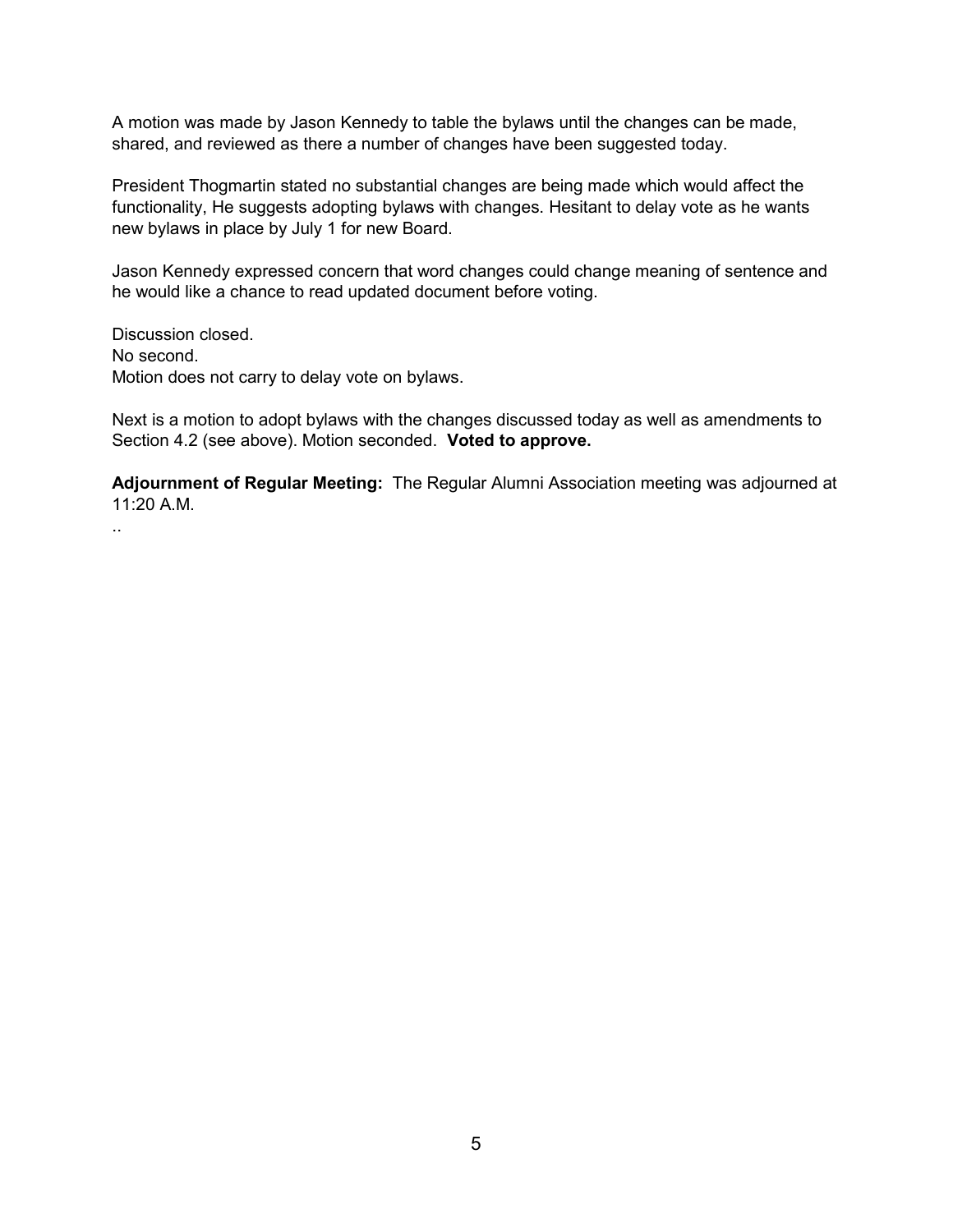A motion was made by Jason Kennedy to table the bylaws until the changes can be made, shared, and reviewed as there a number of changes have been suggested today.

President Thogmartin stated no substantial changes are being made which would affect the functionality, He suggests adopting bylaws with changes. Hesitant to delay vote as he wants new bylaws in place by July 1 for new Board.

Jason Kennedy expressed concern that word changes could change meaning of sentence and he would like a chance to read updated document before voting.

Discussion closed.
No second.
Motion does not carry to delay vote on bylaws.

Next is a motion to adopt bylaws with the changes discussed today as well as amendments to Section 4.2 (see above). Motion seconded. **Voted to approve.**

**Adjournment of Regular Meeting:** The Regular Alumni Association meeting was adjourned at 11:20 A.M.

..